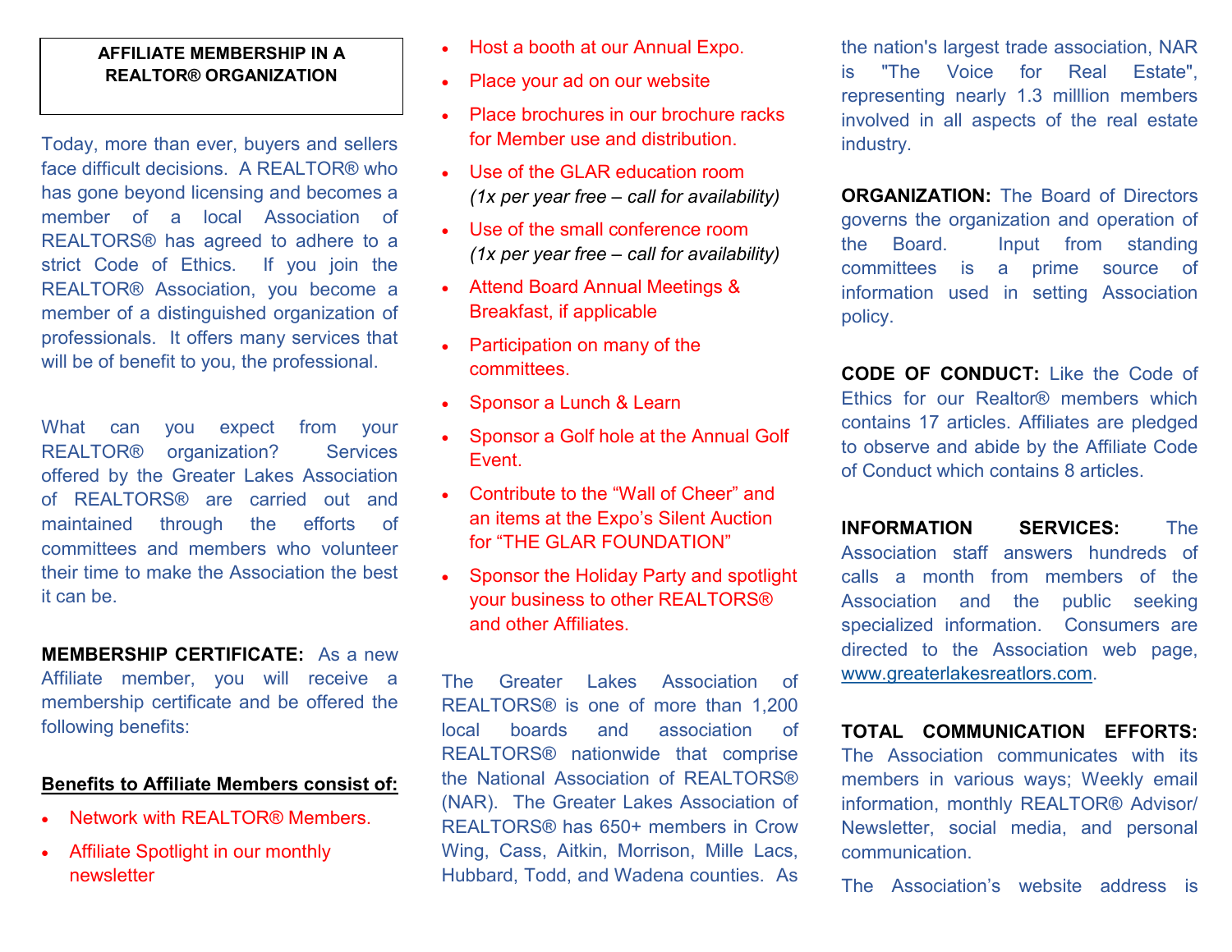**AFFILIATE MEMBERSHIP IN A REALTOR® ORGANIZATION**

Today, more than ever, buyers and sellers face difficult decisions. A REALTOR® who has gone beyond licensing and becomes a member of a local Association of REALTORS® has agreed to adhere to a strict Code of Ethics. If you join the REALTOR® Association, you become a member of a distinguished organization of professionals. It offers many services that will be of benefit to you, the professional.

What can you expect from your REALTOR® organization? Services offered by the Greater Lakes Association of REALTORS® are carried out and maintained through the efforts of committees and members who volunteer their time to make the Association the best it can be.

**MEMBERSHIP CERTIFICATE:** As a new Affiliate member, you will receive a membership certificate and be offered the following benefits:

**Benefits to Affiliate Members consist of:**

- Network with REALTOR® Members.
- Affiliate Spotlight in our monthly newsletter
- Host a booth at our Annual Expo.
- Place your ad on our website
- Place brochures in our brochure racks for Member use and distribution.
- Use of the GLAR education room *(1x per year free – call for availability)*
- Use of the small conference room *(1x per year free – call for availability)*
- Attend Board Annual Meetings & Breakfast, if applicable
- Participation on many of the committees.
- Sponsor a Lunch & Learn
- Sponsor a Golf hole at the Annual Golf Event.
- Contribute to the “Wall of Cheer” and an items at the Expo’s Silent Auction for “THE GLAR FOUNDATION”
- Sponsor the Holiday Party and spotlight your business to other REALTORS® and other Affiliates.

The Greater Lakes Association of REALTORS® is one of more than 1,200 local boards and association of REALTORS® nationwide that comprise the National Association of REALTORS® (NAR). The Greater Lakes Association of REALTORS® has 650+ members in Crow Wing, Cass, Aitkin, Morrison, Mille Lacs, Hubbard, Todd, and Wadena counties. As the nation's largest trade association, NAR is "The Voice for Real Estate", representing nearly 1.3 milllion members involved in all aspects of the real estate industry.

**ORGANIZATION:** The Board of Directors governs the organization and operation of the Board. Input from standing committees is a prime source of information used in setting Association policy.

**CODE OF CONDUCT:** Like the Code of Ethics for our Realtor® members which contains 17 articles. Affiliates are pledged to observe and abide by the Affiliate Code of Conduct which contains 8 articles.

**INFORMATION SERVICES:** The Association staff answers hundreds of calls a month from members of the Association and the public seeking specialized information. Consumers are directed to the Association web page, www.greaterlakesreatlors.com.

**TOTAL COMMUNICATION EFFORTS:** The Association communicates with its members in various ways; Weekly email information, monthly REALTOR® Advisor/ Newsletter, social media, and personal communication.

The Association’s website address is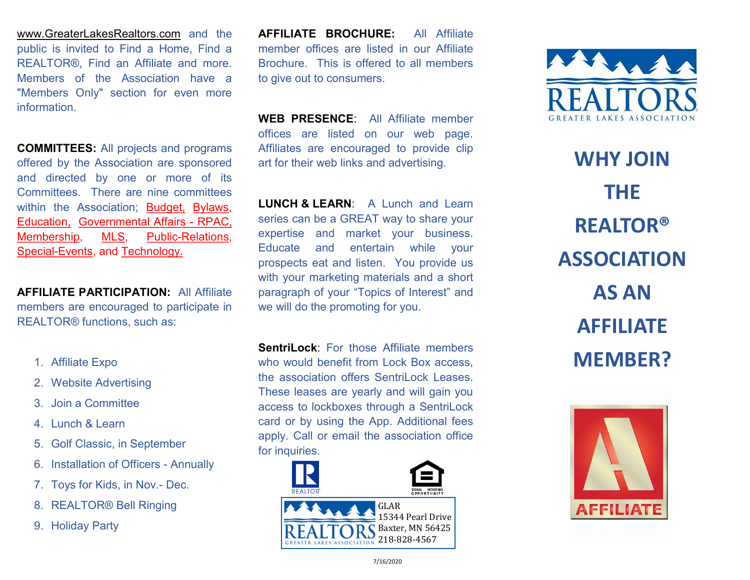www.GreaterLakesRealtors.com and the public is invited to Find a Home, Find a REALTOR®, Find an Affiliate and more. Members of the Association have a "Members Only" section for even more information.

**COMMITTEES:** All projects and programs offered by the Association are sponsored and directed by one or more of its Committees. There are nine committees within the Association; Budget, Bylaws, Education, Governmental Affairs - RPAC, Membership, MLS, Public-Relations, Special-Events, and Technology.

**AFFILIATE PARTICIPATION:** All Affiliate members are encouraged to participate in REALTOR® functions, such as:

1. Affiliate Expo
2. Website Advertising
3. Join a Committee
4. Lunch & Learn
5. Golf Classic, in September
6. Installation of Officers - Annually
7. Toys for Kids, in Nov.- Dec.
8. REALTOR® Bell Ringing
9. Holiday Party

**AFFILIATE BROCHURE:** All Affiliate member offices are listed in our Affiliate Brochure. This is offered to all members to give out to consumers.

**WEB PRESENCE**: All Affiliate member offices are listed on our web page. Affiliates are encouraged to provide clip art for their web links and advertising.

**LUNCH & LEARN**: A Lunch and Learn series can be a GREAT way to share your expertise and market your business. Educate and entertain while your prospects eat and listen. You provide us with your marketing materials and a short paragraph of your "Topics of Interest" and we will do the promoting for you.

**SentriLock**: For those Affiliate members who would benefit from Lock Box access, the association offers SentriLock Leases. These leases are yearly and will gain you access to lockboxes through a SentriLock card or by using the App. Additional fees apply. Call or email the association office for inquiries.

REALTOR®

EQUAL HOUSING OPPORTUNITY

REALTORS GREATER LAKES ASSOCIATION

GLAR
15344 Pearl Drive
Baxter, MN 56425
218-828-4567

7/16/2020

REALTORS GREATER LAKES ASSOCIATION

# WHY JOIN THE REALTOR® ASSOCIATION AS AN AFFILIATE MEMBER?

AFFILIATE